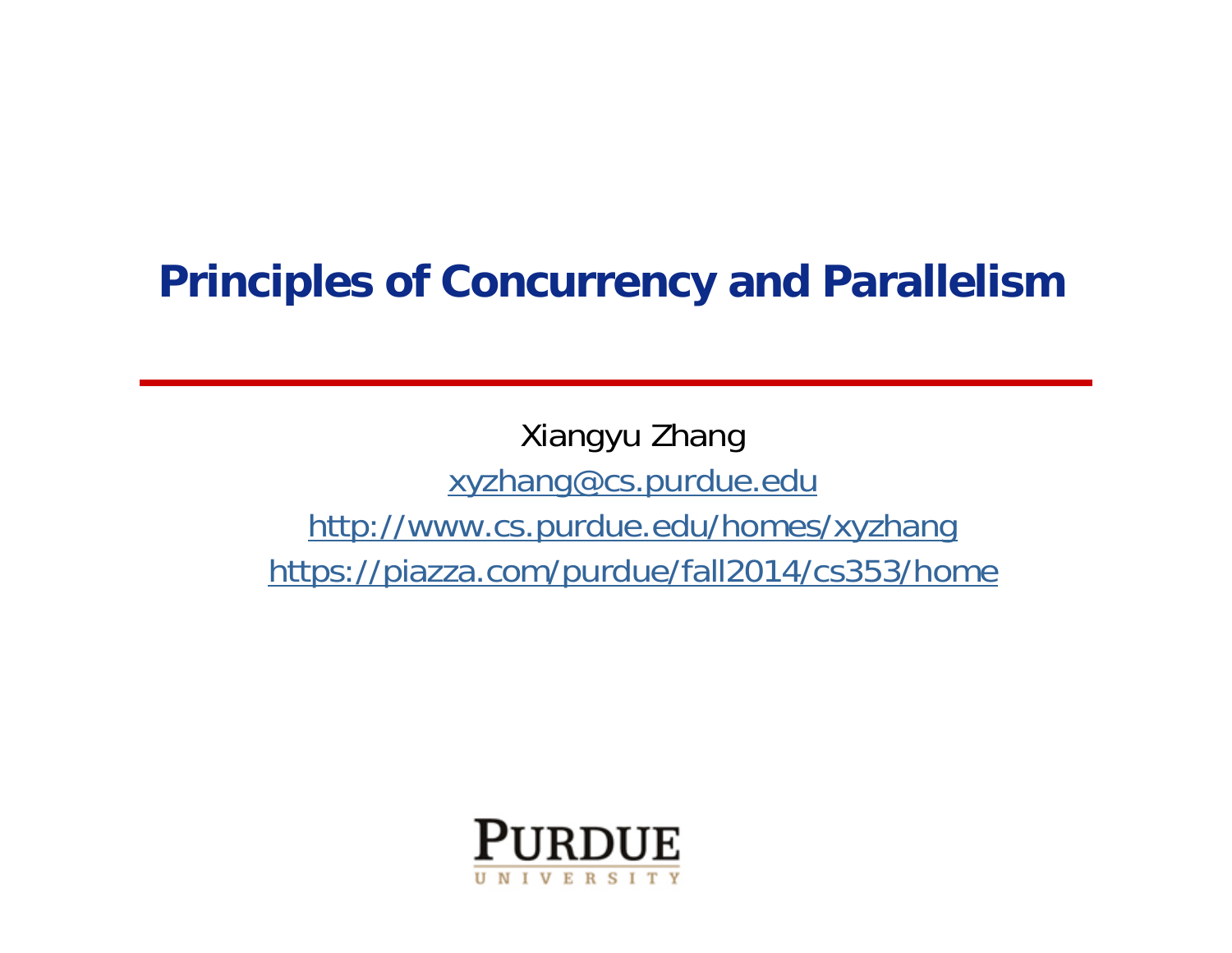# Principles of Concurrency and Parallelism

Xiangyu Zhang

xyzhang@cs.purdue.edu

http://www.cs.purdue.edu/homes/xyzhang

https://piazza.com/purdue/fall2014/cs353/home

PURDUE UNIVERSITY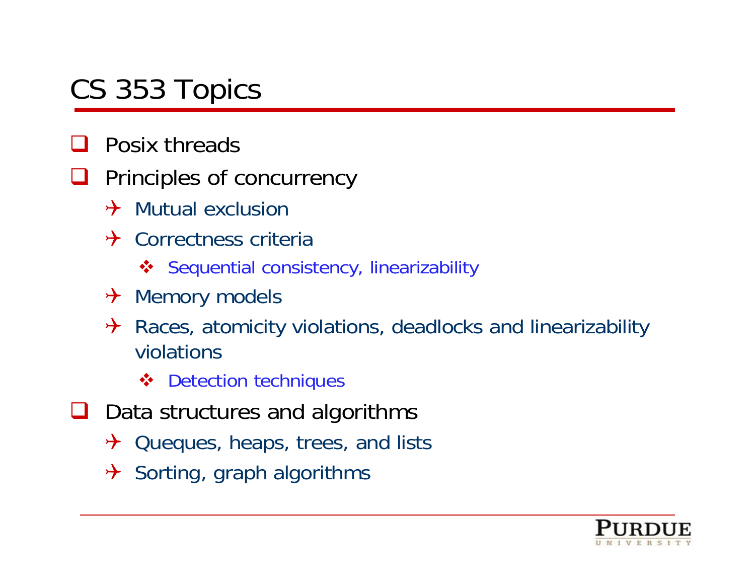# CS 353 Topics

- Posix threads
- Principles of concurrency
  - Mutual exclusion
  - Correctness criteria
    - Sequential consistency, linearizability
  - Memory models
  - Races, atomicity violations, deadlocks and linearizability violations
    - Detection techniques
- Data structures and algorithms
  - Queques, heaps, trees, and lists
  - Sorting, graph algorithms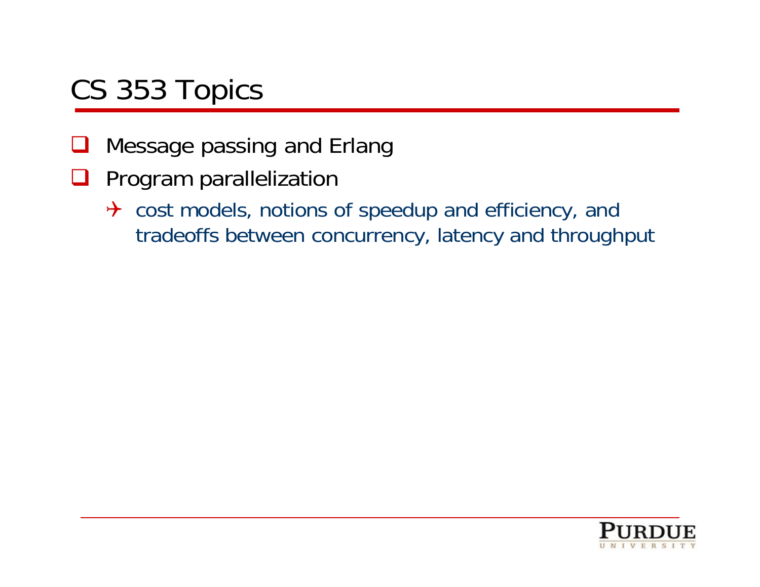# CS 353 Topics

- Message passing and Erlang
- Program parallelization
  - cost models, notions of speedup and efficiency, and tradeoffs between concurrency, latency and throughput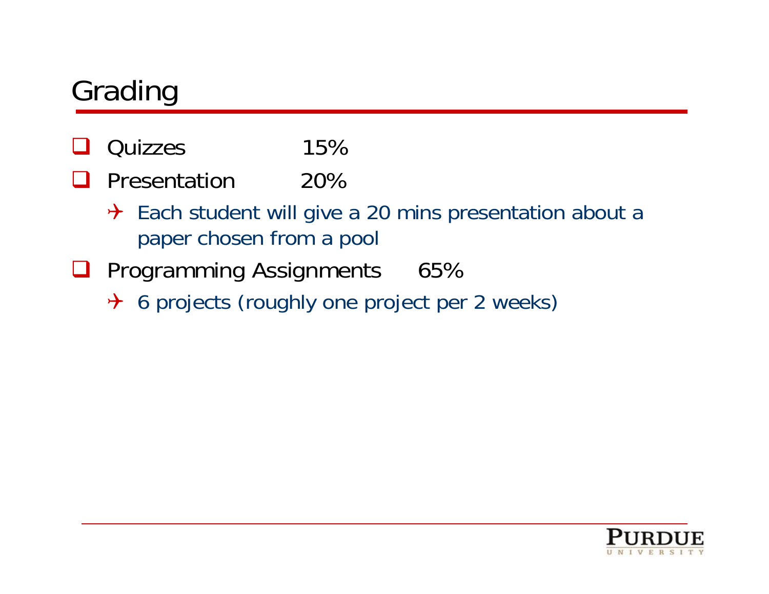# Grading

- Quizzes 15%
- Presentation 20%
  - Each student will give a 20 mins presentation about a paper chosen from a pool
- Programming Assignments 65%
  - 6 projects (roughly one project per 2 weeks)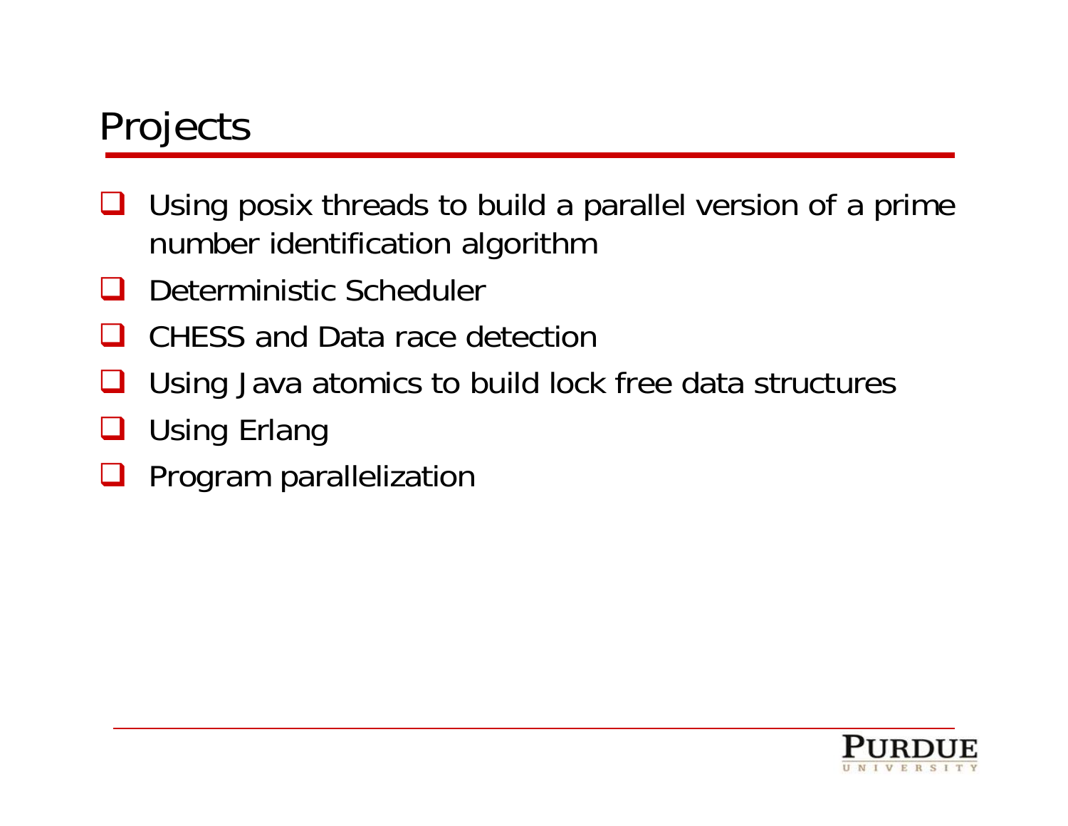# Projects

- Using posix threads to build a parallel version of a prime number identification algorithm
- Deterministic Scheduler
- CHESS and Data race detection
- Using Java atomics to build lock free data structures
- Using Erlang
- Program parallelization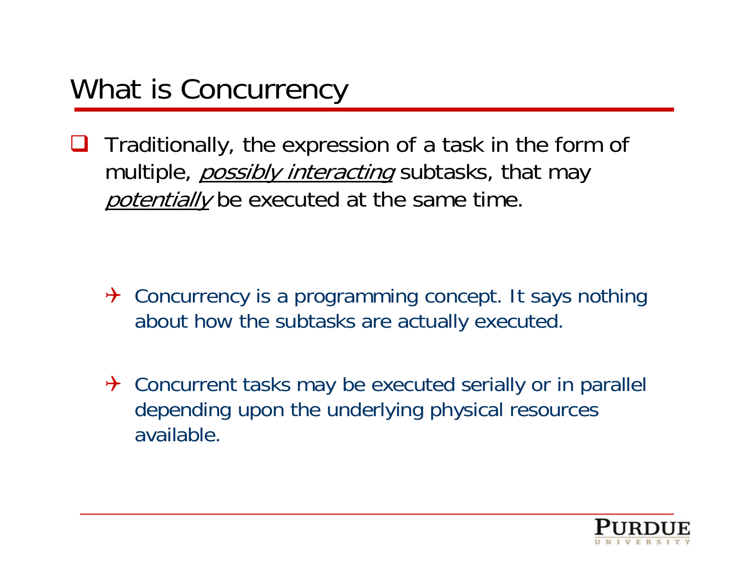# What is Concurrency

- Traditionally, the expression of a task in the form of multiple, <u>*possibly interacting*</u> subtasks, that may <u>*potentially*</u> be executed at the same time.

  - Concurrency is a programming concept. It says nothing about how the subtasks are actually executed.

  - Concurrent tasks may be executed serially or in parallel depending upon the underlying physical resources available.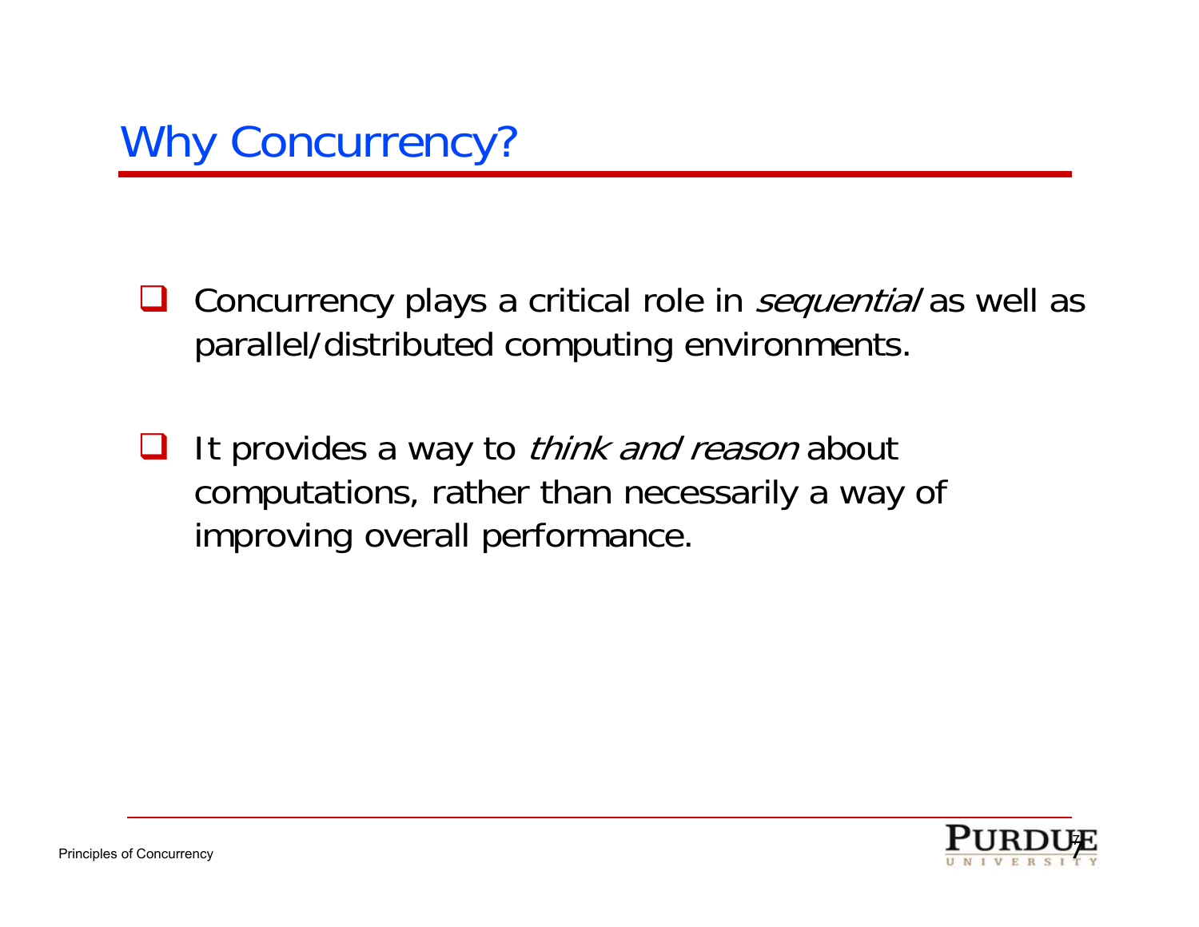# Why Concurrency?

- Concurrency plays a critical role in *sequential* as well as parallel/distributed computing environments.

- It provides a way to *think and reason* about computations, rather than necessarily a way of improving overall performance.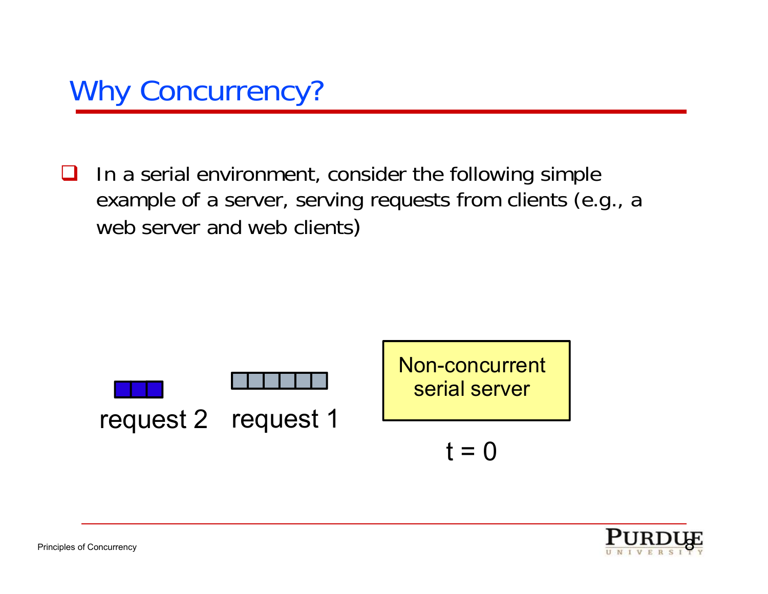# Why Concurrency?

- In a serial environment, consider the following simple example of a server, serving requests from clients (e.g., a web server and web clients)

request 2 request 1

Non-concurrent serial server

t = 0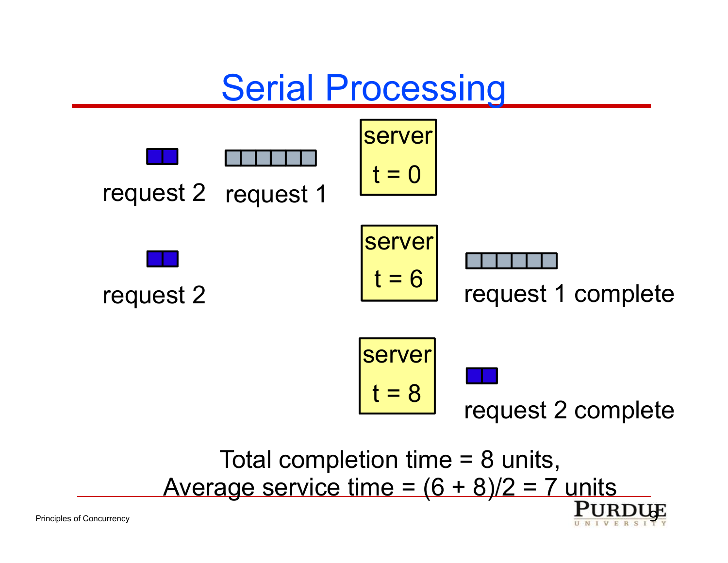# Serial Processing

request 2 request 1

server

t = 0

request 2

server

t = 6

request 1 complete

server

t = 8

request 2 complete

Total completion time = 8 units,

Average service time = (6 + 8)/2 = 7 units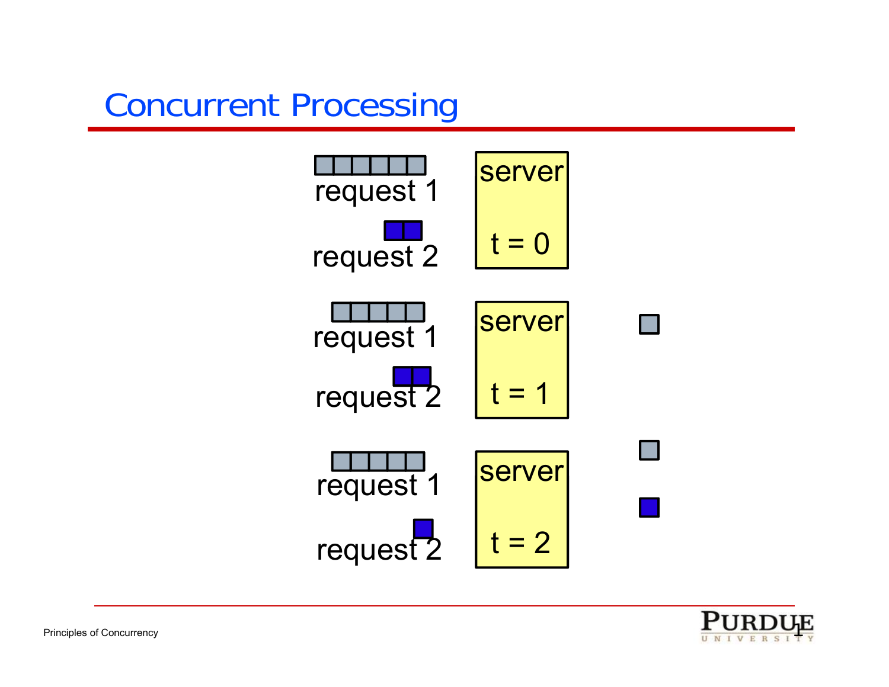# Concurrent Processing

request 1

request 2

server

t = 0

request 1

request 2

server

t = 1

request 1

request 2

server

t = 2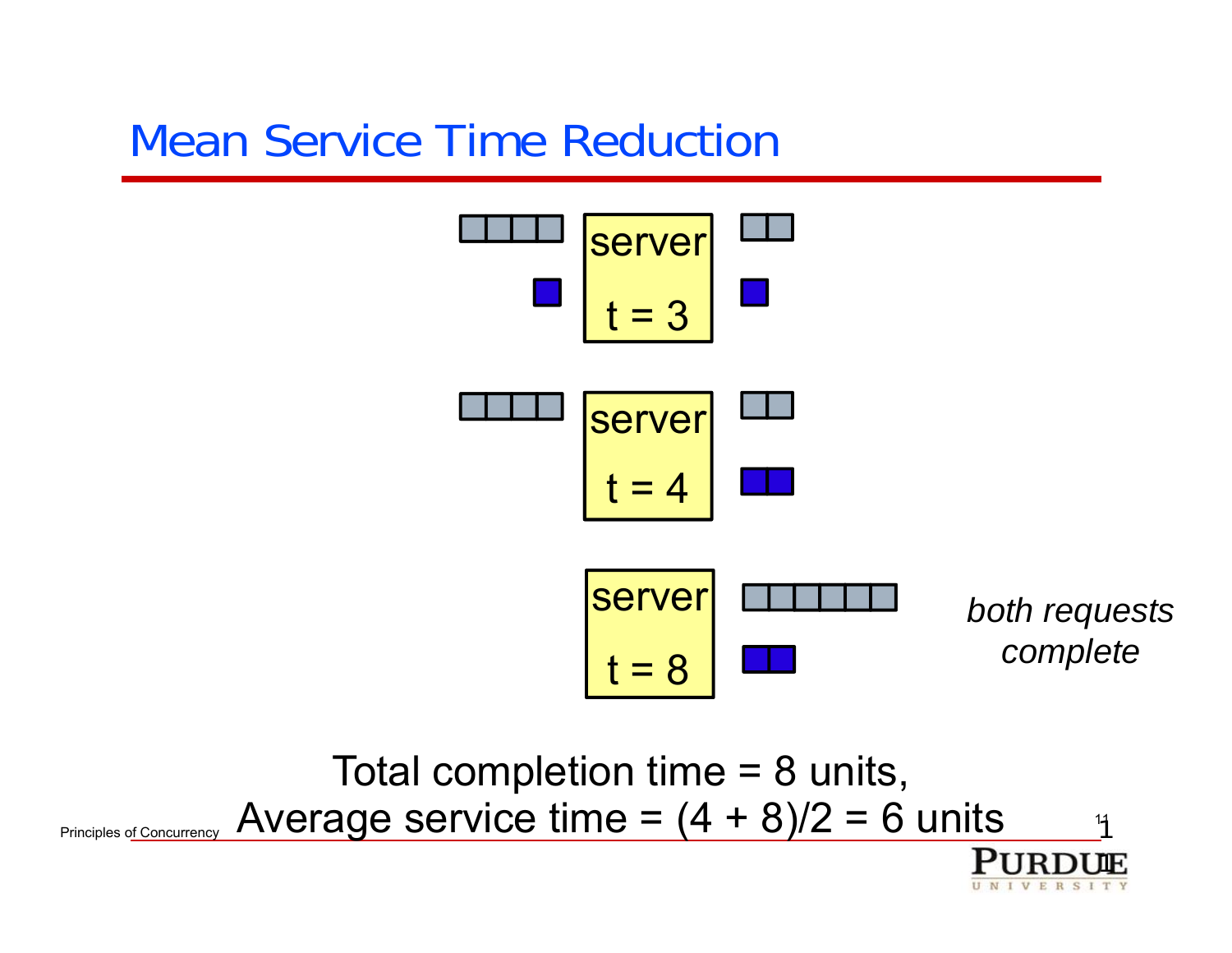# Mean Service Time Reduction

server
t = 3

server
t = 4

server
t = 8

*both requests complete*

Total completion time = 8 units,
Average service time = (4 + 8)/2 = 6 units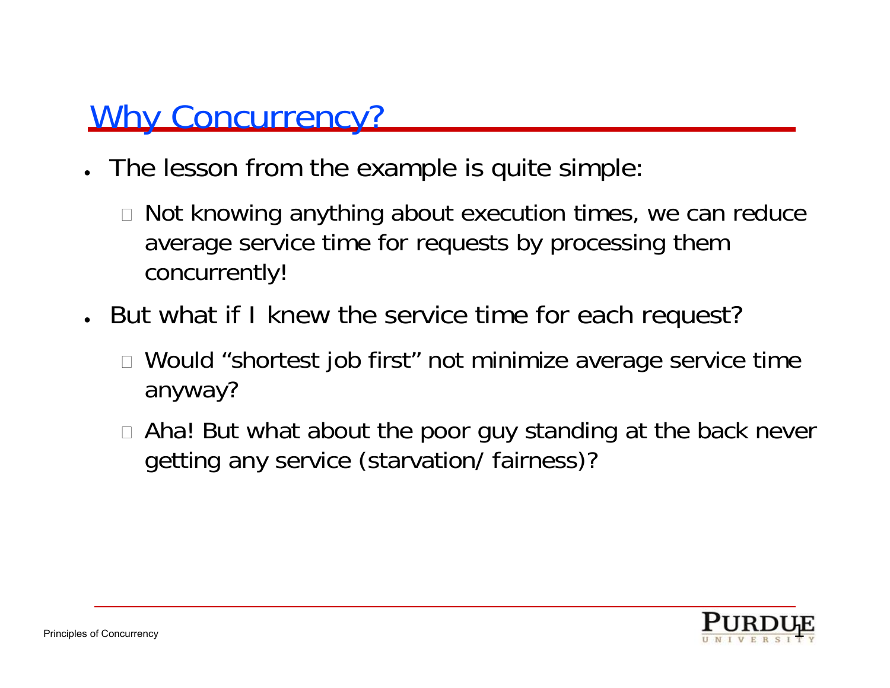# Why Concurrency?

- The lesson from the example is quite simple:
  - Not knowing anything about execution times, we can reduce average service time for requests by processing them concurrently!
- But what if I knew the service time for each request?
  - Would "shortest job first" not minimize average service time anyway?
  - Aha! But what about the poor guy standing at the back never getting any service (starvation/ fairness)?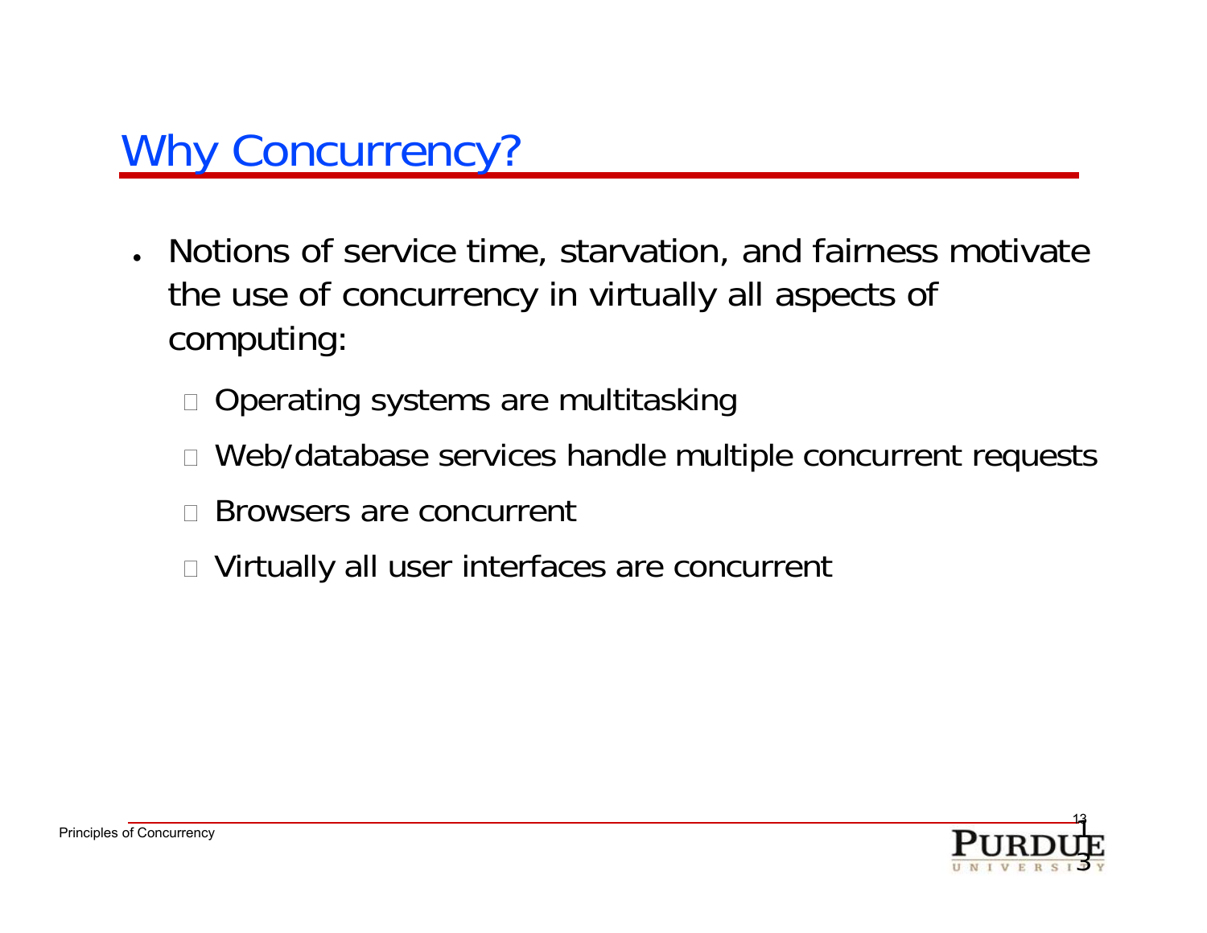# Why Concurrency?

- Notions of service time, starvation, and fairness motivate the use of concurrency in virtually all aspects of computing:
  - Operating systems are multitasking
  - Web/database services handle multiple concurrent requests
  - Browsers are concurrent
  - Virtually all user interfaces are concurrent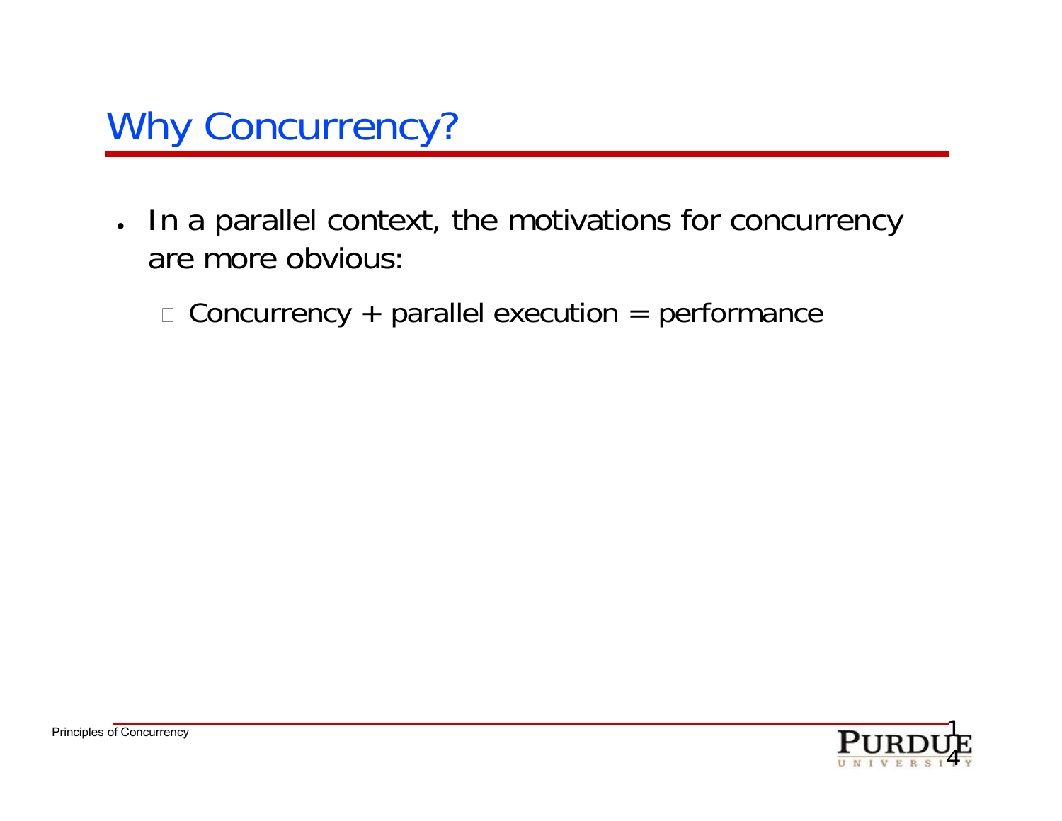# Why Concurrency?

- In a parallel context, the motivations for concurrency are more obvious:
  - Concurrency + parallel execution = performance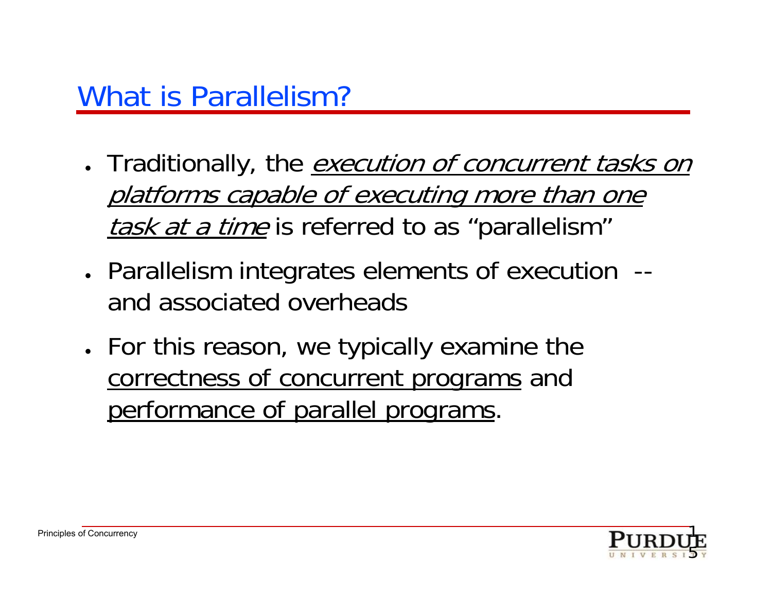## What is Parallelism?

- Traditionally, the *execution of concurrent tasks on platforms capable of executing more than one task at a time* is referred to as "parallelism"
- Parallelism integrates elements of execution -- and associated overheads
- For this reason, we typically examine the correctness of concurrent programs and performance of parallel programs.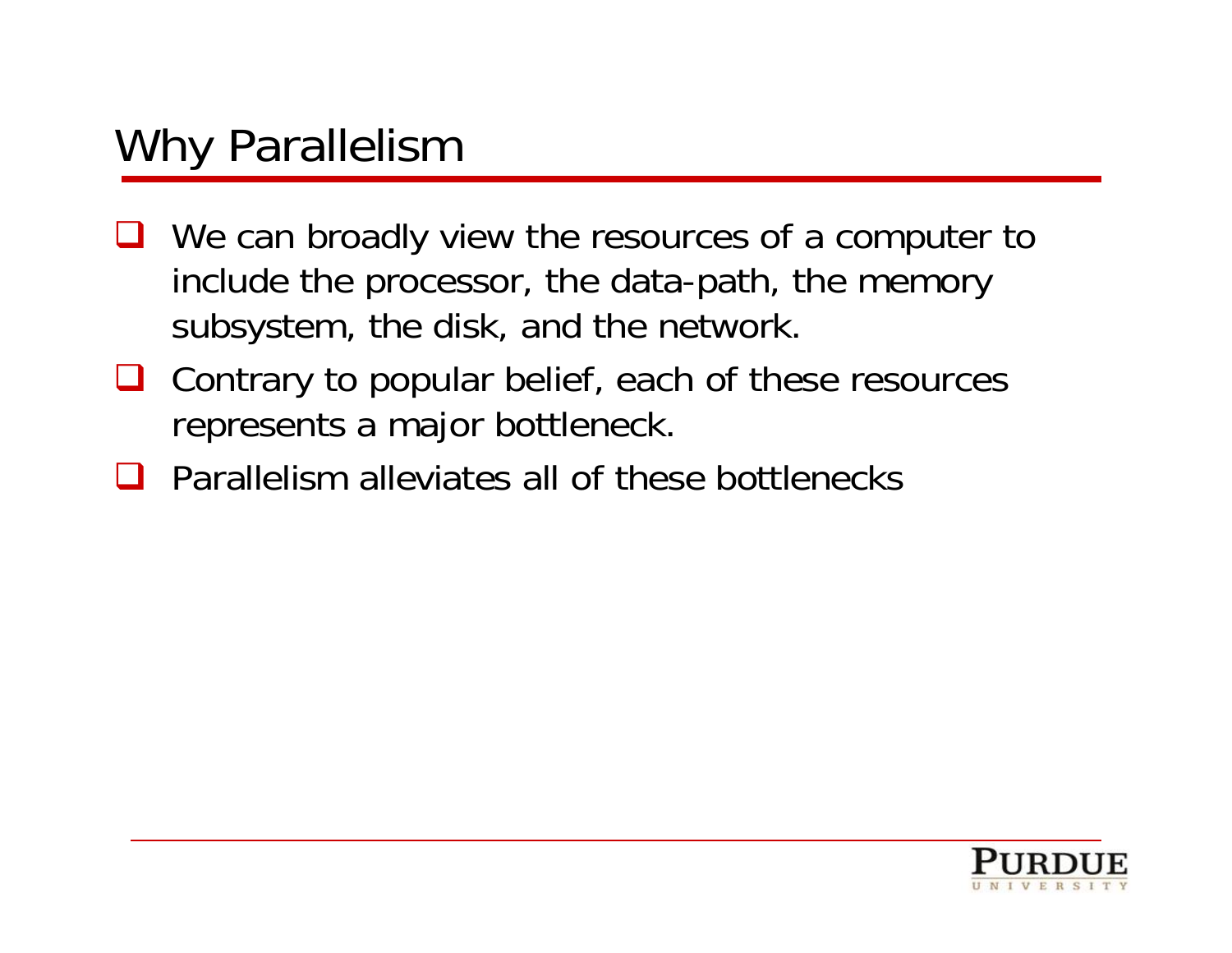# Why Parallelism

- We can broadly view the resources of a computer to include the processor, the data-path, the memory subsystem, the disk, and the network.
- Contrary to popular belief, each of these resources represents a major bottleneck.
- Parallelism alleviates all of these bottlenecks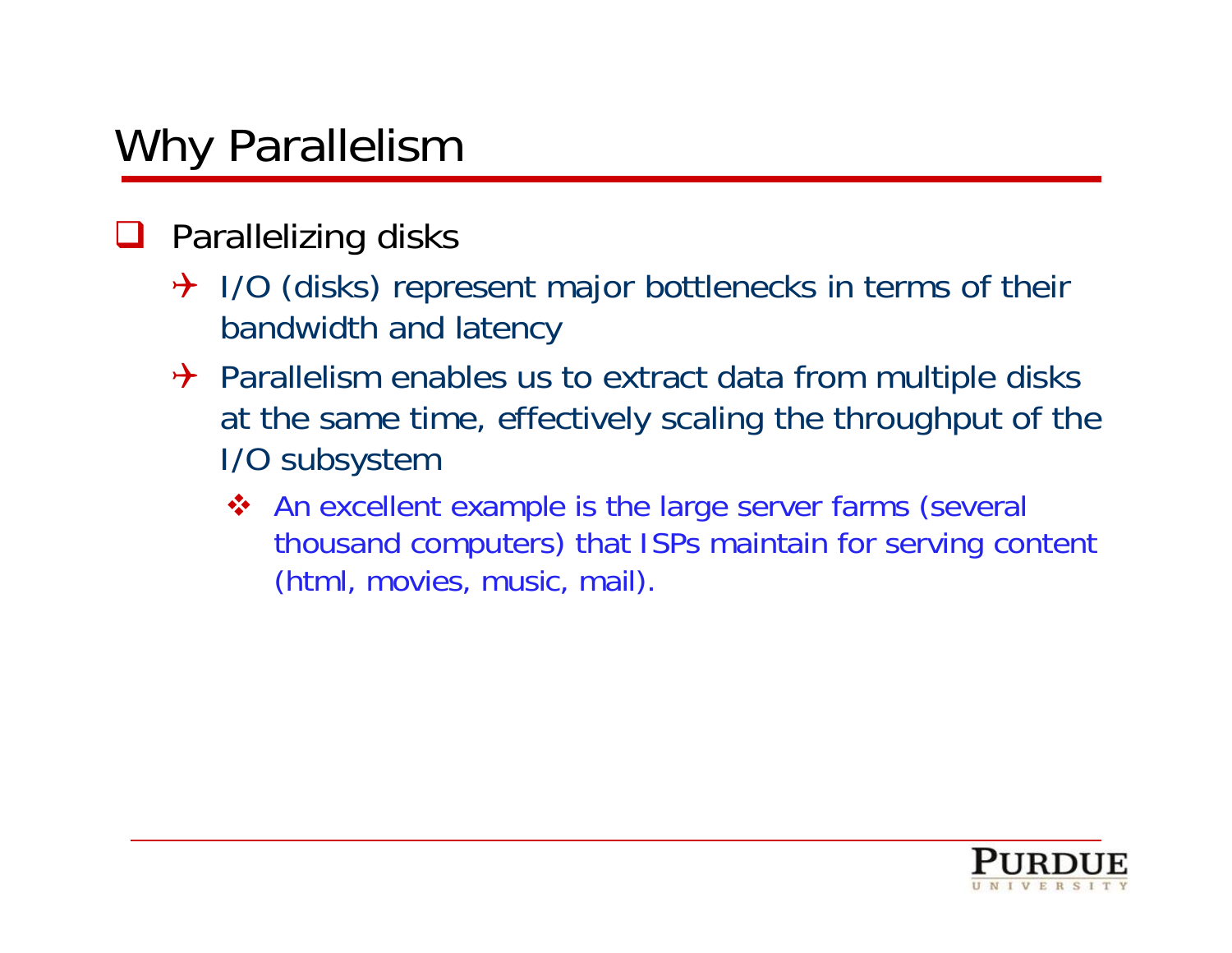# Why Parallelism

- Parallelizing disks
  - I/O (disks) represent major bottlenecks in terms of their bandwidth and latency
  - Parallelism enables us to extract data from multiple disks at the same time, effectively scaling the throughput of the I/O subsystem
    - An excellent example is the large server farms (several thousand computers) that ISPs maintain for serving content (html, movies, music, mail).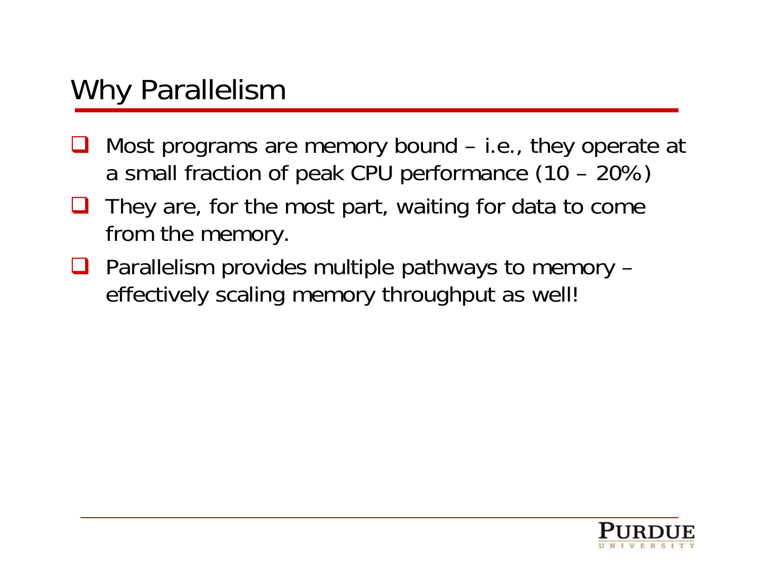# Why Parallelism

- Most programs are memory bound – i.e., they operate at a small fraction of peak CPU performance (10 – 20%)
- They are, for the most part, waiting for data to come from the memory.
- Parallelism provides multiple pathways to memory – effectively scaling memory throughput as well!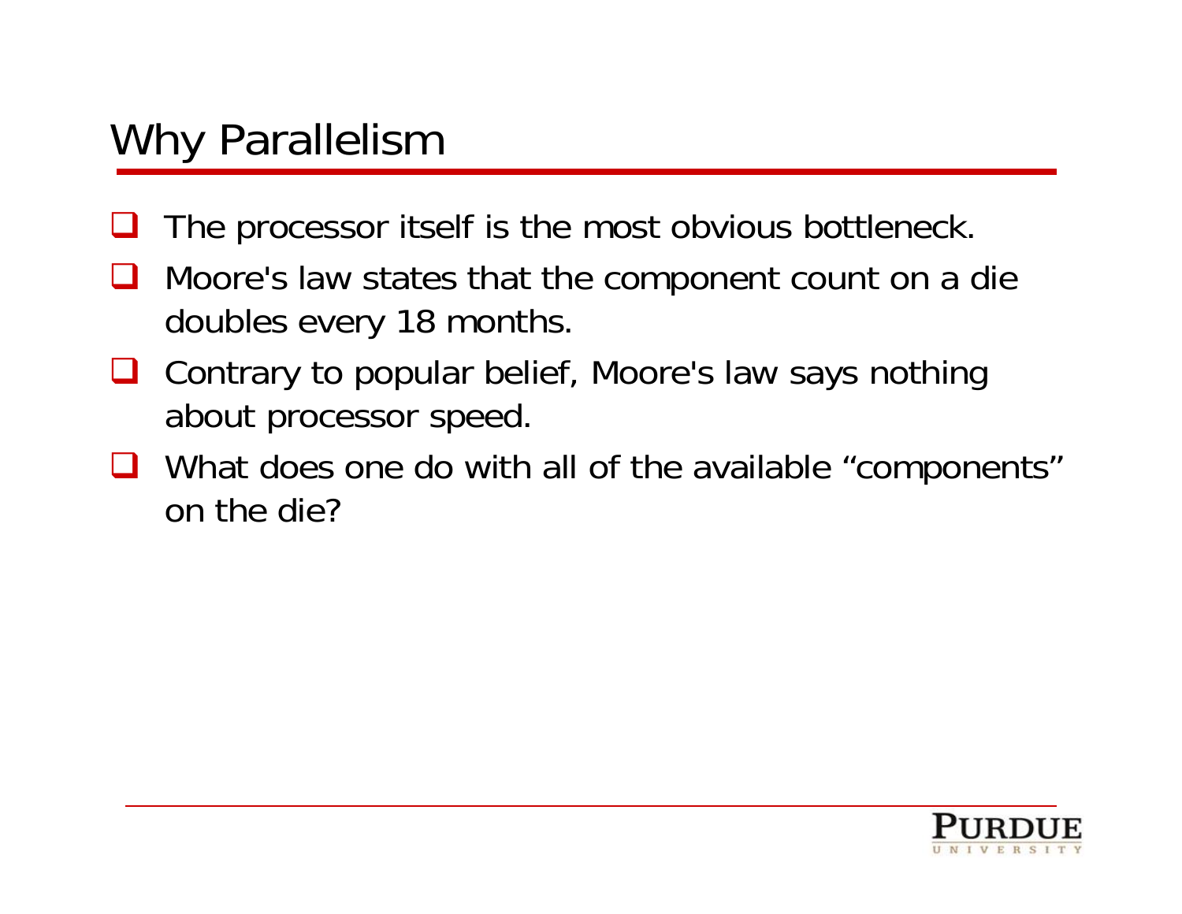# Why Parallelism

- The processor itself is the most obvious bottleneck.
- Moore's law states that the component count on a die doubles every 18 months.
- Contrary to popular belief, Moore's law says nothing about processor speed.
- What does one do with all of the available "components" on the die?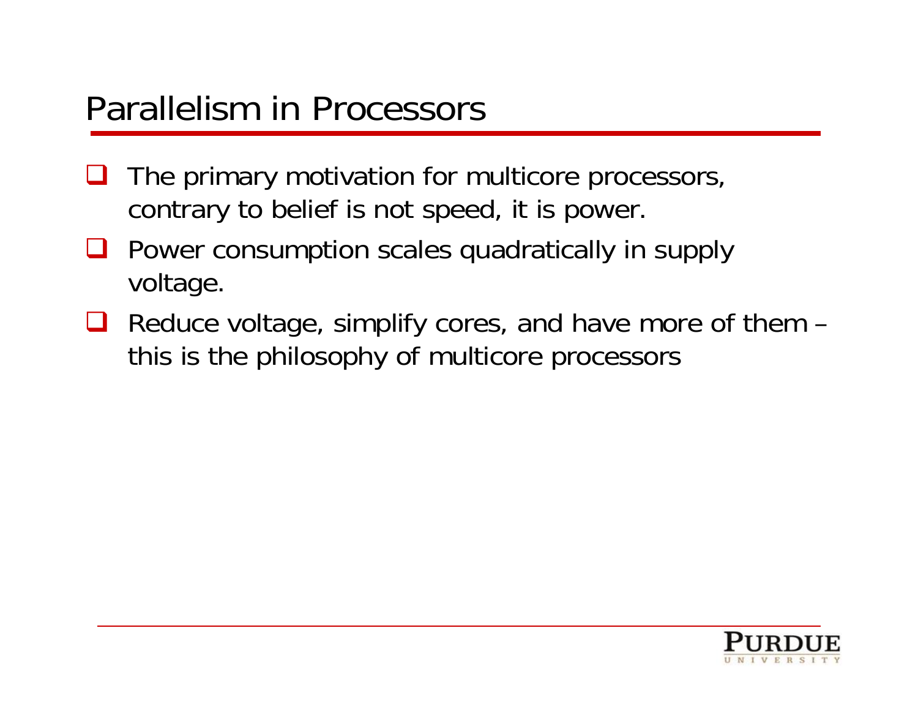# Parallelism in Processors

- The primary motivation for multicore processors, contrary to belief is not speed, it is power.
- Power consumption scales quadratically in supply voltage.
- Reduce voltage, simplify cores, and have more of them – this is the philosophy of multicore processors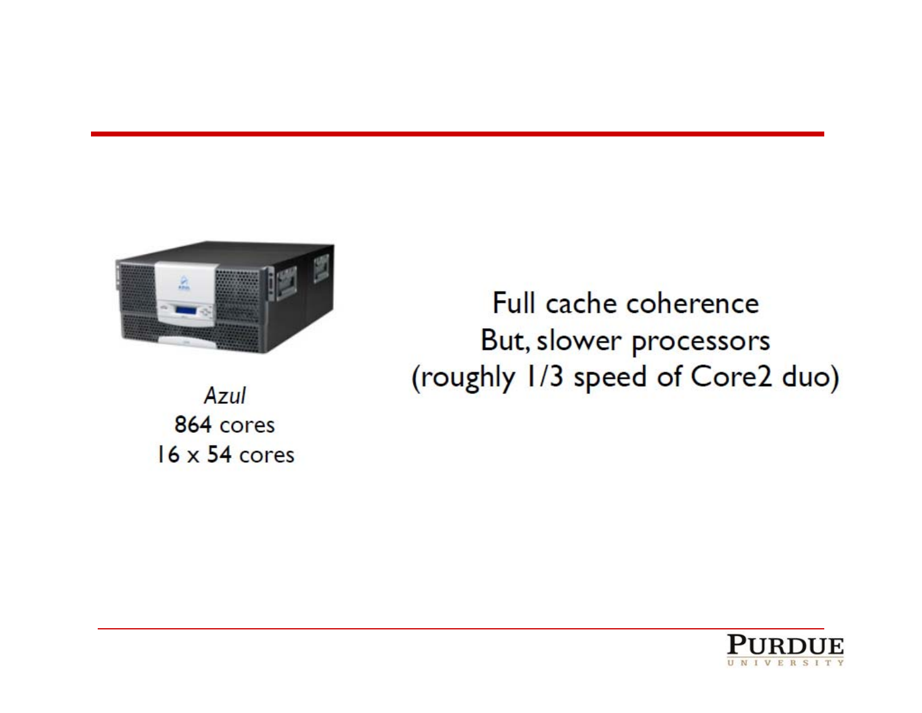*Azul*
864 cores
16 x 54 cores

Full cache coherence
But, slower processors
(roughly 1/3 speed of Core2 duo)